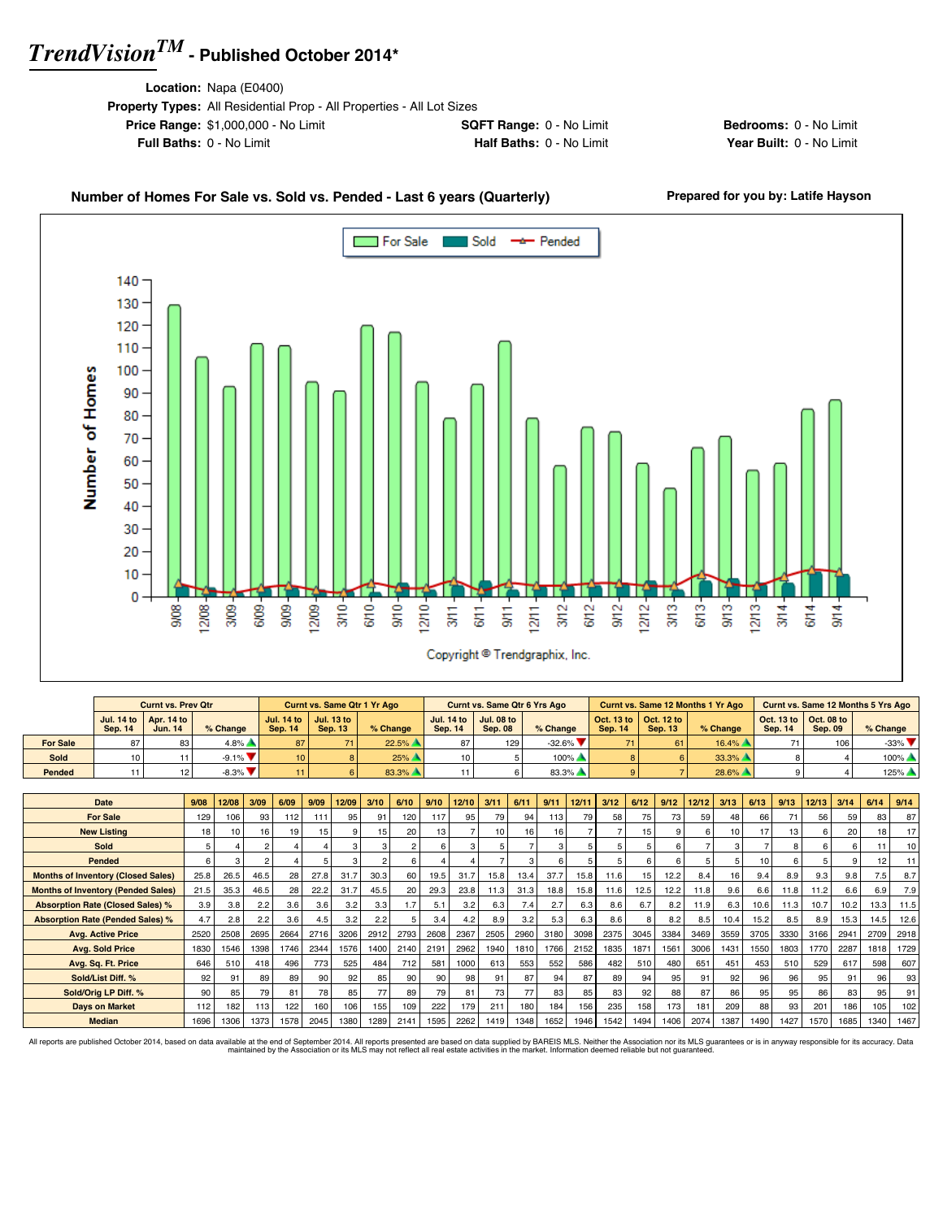# *TrendVision™* - Published October 2014*

**Location:** Napa (E0400)
**Property Types:** All Residential Prop - All Properties - All Lot Sizes
**Price Range:** $1,000,000 - No Limit | **SQFT Range:** 0 - No Limit | **Bedrooms:** 0 - No Limit
**Full Baths:** 0 - No Limit | **Half Baths:** 0 - No Limit | **Year Built:** 0 - No Limit

## Number of Homes For Sale vs. Sold vs. Pended - Last 6 years (Quarterly)

**Prepared for you by: Latife Hayson**

Copyright © Trendgraphix, Inc.

| | Curnt vs. Prev Qtr | | | Curnt vs. Same Qtr 1 Yr Ago | | | Curnt vs. Same Qtr 6 Yrs Ago | | | Curnt vs. Same 12 Months 1 Yr Ago | | | Curnt vs. Same 12 Months 5 Yrs Ago | | |
|---|---|---|---|---|---|---|---|---|---|---|---|---|---|---|---|
| | Jul. 14 to Sep. 14 | Apr. 14 to Jun. 14 | % Change | Jul. 14 to Sep. 14 | Jul. 13 to Sep. 13 | % Change | Jul. 14 to Sep. 14 | Jul. 08 to Sep. 08 | % Change | Oct. 13 to Sep. 14 | Oct. 12 to Sep. 13 | % Change | Oct. 13 to Sep. 14 | Oct. 08 to Sep. 09 | % Change |
| For Sale | 87 | 83 | 4.8% ▲ | 87 | 71 | 22.5% ▲ | 87 | 129 | -32.6% ▼ | 71 | 61 | 16.4% ▲ | 71 | 106 | -33% ▼ |
| Sold | 10 | 11 | -9.1% ▼ | 10 | 8 | 25% ▲ | 10 | 5 | 100% ▲ | 8 | 6 | 33.3% ▲ | 8 | 4 | 100% ▲ |
| Pended | 11 | 12 | -8.3% ▼ | 11 | 6 | 83.3% ▲ | 11 | 6 | 83.3% ▲ | 9 | 7 | 28.6% ▲ | 9 | 4 | 125% ▲ |

| Date | 9/08 | 12/08 | 3/09 | 6/09 | 9/09 | 12/09 | 3/10 | 6/10 | 9/10 | 12/10 | 3/11 | 6/11 | 9/11 | 12/11 | 3/12 | 6/12 | 9/12 | 12/12 | 3/13 | 6/13 | 9/13 | 12/13 | 3/14 | 6/14 | 9/14 |
|---|---|---|---|---|---|---|---|---|---|---|---|---|---|---|---|---|---|---|---|---|---|---|---|---|---|
| For Sale | 129 | 106 | 93 | 112 | 111 | 95 | 91 | 120 | 117 | 95 | 79 | 94 | 113 | 79 | 58 | 75 | 73 | 59 | 48 | 66 | 71 | 56 | 59 | 83 | 87 |
| New Listing | 18 | 10 | 16 | 19 | 15 | 9 | 15 | 20 | 13 | 7 | 10 | 16 | 16 | 7 | 7 | 15 | 9 | 6 | 10 | 17 | 13 | 6 | 20 | 18 | 17 |
| Sold | 5 | 4 | 2 | 4 | 4 | 3 | 3 | 2 | 6 | 3 | 5 | 7 | 3 | 5 | 5 | 5 | 6 | 7 | 3 | 7 | 8 | 6 | 6 | 11 | 10 |
| Pended | 6 | 3 | 2 | 4 | 5 | 3 | 2 | 6 | 4 | 4 | 7 | 3 | 6 | 5 | 5 | 6 | 6 | 5 | 5 | 10 | 6 | 5 | 9 | 12 | 11 |
| Months of Inventory (Closed Sales) | 25.8 | 26.5 | 46.5 | 28 | 27.8 | 31.7 | 30.3 | 60 | 19.5 | 31.7 | 15.8 | 13.4 | 37.7 | 15.8 | 11.6 | 15 | 12.2 | 8.4 | 16 | 9.4 | 8.9 | 9.3 | 9.8 | 7.5 | 8.7 |
| Months of Inventory (Pended Sales) | 21.5 | 35.3 | 46.5 | 28 | 22.2 | 31.7 | 45.5 | 20 | 29.3 | 23.8 | 11.3 | 31.3 | 18.8 | 15.8 | 11.6 | 12.5 | 12.2 | 11.8 | 9.6 | 6.6 | 11.8 | 11.2 | 6.6 | 6.9 | 7.9 |
| Absorption Rate (Closed Sales) % | 3.9 | 3.8 | 2.2 | 3.6 | 3.6 | 3.2 | 3.3 | 1.7 | 5.1 | 3.2 | 6.3 | 7.4 | 2.7 | 6.3 | 8.6 | 6.7 | 8.2 | 11.9 | 6.3 | 10.6 | 11.3 | 10.7 | 10.2 | 13.3 | 11.5 |
| Absorption Rate (Pended Sales) % | 4.7 | 2.8 | 2.2 | 3.6 | 4.5 | 3.2 | 2.2 | 5 | 3.4 | 4.2 | 8.9 | 3.2 | 5.3 | 6.3 | 8.6 | 8 | 8.2 | 8.5 | 10.4 | 15.2 | 8.5 | 8.9 | 15.3 | 14.5 | 12.6 |
| Avg. Active Price | 2520 | 2508 | 2695 | 2664 | 2716 | 3206 | 2912 | 2793 | 2608 | 2367 | 2505 | 2960 | 3180 | 3098 | 2375 | 3045 | 3384 | 3469 | 3559 | 3705 | 3330 | 3166 | 2941 | 2709 | 2918 |
| Avg. Sold Price | 1830 | 1546 | 1398 | 1746 | 2344 | 1576 | 1400 | 2140 | 2191 | 2962 | 1940 | 1810 | 1766 | 2152 | 1835 | 1871 | 1561 | 3006 | 1431 | 1550 | 1803 | 1770 | 2287 | 1818 | 1729 |
| Avg. Sq. Ft. Price | 646 | 510 | 418 | 496 | 773 | 525 | 484 | 712 | 581 | 1000 | 613 | 553 | 552 | 586 | 482 | 510 | 480 | 651 | 451 | 453 | 510 | 529 | 617 | 598 | 607 |
| Sold/List Diff. % | 92 | 91 | 89 | 89 | 90 | 92 | 85 | 90 | 90 | 98 | 91 | 87 | 94 | 87 | 89 | 94 | 95 | 91 | 92 | 96 | 96 | 95 | 91 | 96 | 93 |
| Sold/Orig LP Diff. % | 90 | 85 | 79 | 81 | 78 | 85 | 77 | 89 | 79 | 81 | 73 | 77 | 83 | 85 | 83 | 92 | 88 | 87 | 86 | 95 | 95 | 86 | 83 | 95 | 91 |
| Days on Market | 112 | 182 | 113 | 122 | 160 | 106 | 155 | 109 | 222 | 179 | 211 | 180 | 184 | 156 | 235 | 158 | 173 | 181 | 209 | 88 | 93 | 201 | 186 | 105 | 102 |
| Median | 1696 | 1306 | 1373 | 1578 | 2045 | 1380 | 1289 | 2141 | 1595 | 2262 | 1419 | 1348 | 1652 | 1946 | 1542 | 1494 | 1406 | 2074 | 1387 | 1490 | 1427 | 1570 | 1685 | 1340 | 1467 |

All reports are published October 2014, based on data available at the end of September 2014. All reports presented are based on data supplied by BAREIS MLS. Neither the Association nor its MLS guarantees or is in anyway responsible for its accuracy. Data maintained by the Association or its MLS may not reflect all real estate activities in the market. Information deemed reliable but not guaranteed.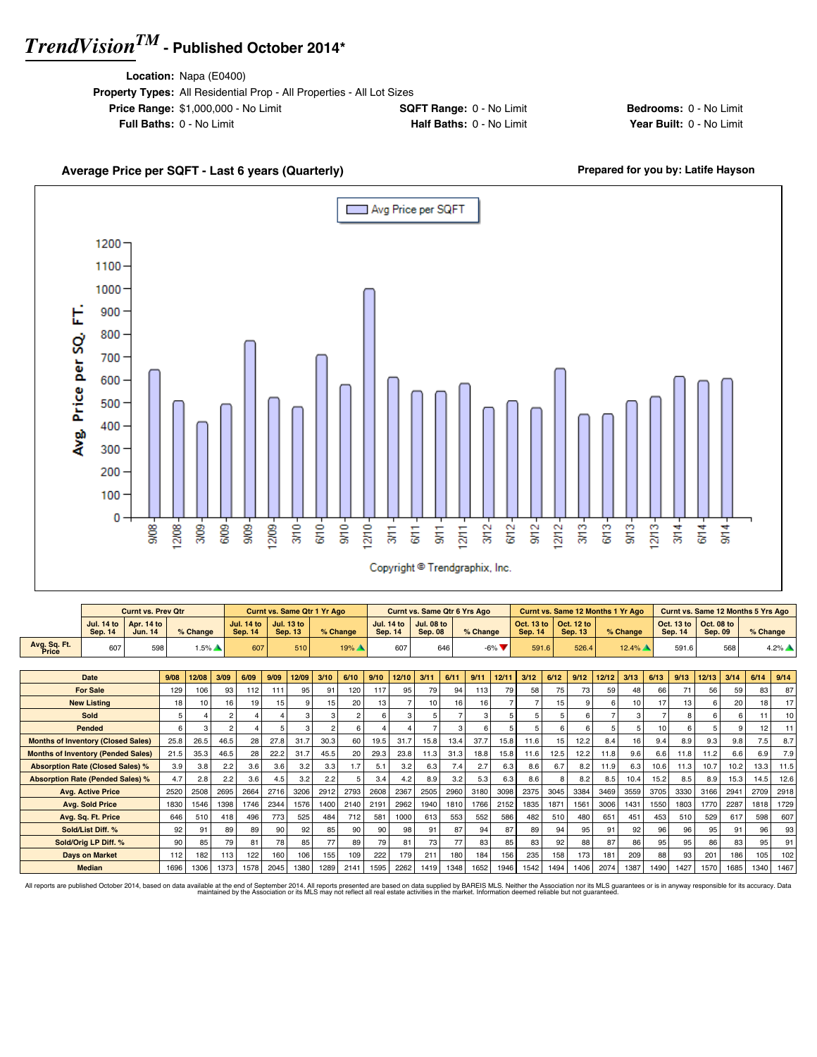# *TrendVision*™ - Published October 2014*

**Location:** Napa (E0400)
**Property Types:** All Residential Prop - All Properties - All Lot Sizes
**Price Range:** $1,000,000 - No Limit
**SQFT Range:** 0 - No Limit
**Bedrooms:** 0 - No Limit
**Full Baths:** 0 - No Limit
**Half Baths:** 0 - No Limit
**Year Built:** 0 - No Limit

**Average Price per SQFT - Last 6 years (Quarterly)**

**Prepared for you by: Latife Hayson**

Copyright © Trendgraphix, Inc.

| | Curnt vs. Prev Qtr | | | Curnt vs. Same Qtr 1 Yr Ago | | | Curnt vs. Same Qtr 6 Yrs Ago | | | Curnt vs. Same 12 Months 1 Yr Ago | | | Curnt vs. Same 12 Months 5 Yrs Ago | | |
|---|---|---|---|---|---|---|---|---|---|---|---|---|---|---|---|
| | Jul. 14 to Sep. 14 | Apr. 14 to Jun. 14 | % Change | Jul. 14 to Sep. 14 | Jul. 13 to Sep. 13 | % Change | Jul. 14 to Sep. 14 | Jul. 08 to Sep. 08 | % Change | Oct. 13 to Sep. 14 | Oct. 12 to Sep. 13 | % Change | Oct. 13 to Sep. 14 | Oct. 08 to Sep. 09 | % Change |
| Avg. Sq. Ft. Price | 607 | 598 | 1.5% ▲ | 607 | 510 | 19% ▲ | 607 | 646 | -6% ▼ | 591.6 | 526.4 | 12.4% ▲ | 591.6 | 568 | 4.2% ▲ |

| Date | 9/08 | 12/08 | 3/09 | 6/09 | 9/09 | 12/09 | 3/10 | 6/10 | 9/10 | 12/10 | 3/11 | 6/11 | 9/11 | 12/11 | 3/12 | 6/12 | 9/12 | 12/12 | 3/13 | 6/13 | 9/13 | 12/13 | 3/14 | 6/14 | 9/14 |
|---|---|---|---|---|---|---|---|---|---|---|---|---|---|---|---|---|---|---|---|---|---|---|---|---|---|
| For Sale | 129 | 106 | 93 | 112 | 111 | 95 | 91 | 120 | 117 | 95 | 79 | 94 | 113 | 79 | 58 | 75 | 73 | 59 | 48 | 66 | 71 | 56 | 59 | 83 | 87 |
| New Listing | 18 | 10 | 16 | 19 | 15 | 9 | 15 | 20 | 13 | 7 | 10 | 16 | 16 | 7 | 7 | 15 | 9 | 6 | 10 | 17 | 13 | 6 | 20 | 18 | 17 |
| Sold | 5 | 4 | 2 | 4 | 4 | 3 | 3 | 2 | 6 | 3 | 5 | 7 | 3 | 5 | 5 | 5 | 6 | 7 | 3 | 7 | 8 | 6 | 6 | 11 | 10 |
| Pended | 6 | 3 | 2 | 4 | 5 | 3 | 2 | 6 | 4 | 4 | 7 | 3 | 6 | 5 | 5 | 6 | 6 | 5 | 5 | 10 | 6 | 5 | 9 | 12 | 11 |
| Months of Inventory (Closed Sales) | 25.8 | 26.5 | 46.5 | 28 | 27.8 | 31.7 | 30.3 | 60 | 19.5 | 31.7 | 15.8 | 13.4 | 37.7 | 15.8 | 11.6 | 15 | 12.2 | 8.4 | 16 | 9.4 | 8.9 | 9.3 | 9.8 | 7.5 | 8.7 |
| Months of Inventory (Pended Sales) | 21.5 | 35.3 | 46.5 | 28 | 22.2 | 31.7 | 45.5 | 20 | 29.3 | 23.8 | 11.3 | 31.3 | 18.8 | 15.8 | 11.6 | 12.5 | 12.2 | 11.8 | 9.6 | 6.6 | 11.8 | 11.2 | 6.6 | 6.9 | 7.9 |
| Absorption Rate (Closed Sales) % | 3.9 | 3.8 | 2.2 | 3.6 | 3.6 | 3.2 | 3.3 | 1.7 | 5.1 | 3.2 | 6.3 | 7.4 | 2.7 | 6.3 | 8.6 | 6.7 | 8.2 | 11.9 | 6.3 | 10.6 | 11.3 | 10.7 | 10.2 | 13.3 | 11.5 |
| Absorption Rate (Pended Sales) % | 4.7 | 2.8 | 2.2 | 3.6 | 4.5 | 3.2 | 2.2 | 5 | 3.4 | 4.2 | 8.9 | 3.2 | 5.3 | 6.3 | 8.6 | 8 | 8.2 | 8.5 | 10.4 | 15.2 | 8.5 | 8.9 | 15.3 | 14.5 | 12.6 |
| Avg. Active Price | 2520 | 2508 | 2695 | 2664 | 2716 | 3206 | 2912 | 2793 | 2608 | 2367 | 2505 | 2960 | 3180 | 3098 | 2375 | 3045 | 3384 | 3469 | 3559 | 3705 | 3330 | 3166 | 2941 | 2709 | 2918 |
| Avg. Sold Price | 1830 | 1546 | 1398 | 1746 | 2344 | 1576 | 1400 | 2140 | 2191 | 2962 | 1940 | 1810 | 1766 | 2152 | 1835 | 1871 | 1561 | 3006 | 1431 | 1550 | 1803 | 1770 | 2287 | 1818 | 1729 |
| Avg. Sq. Ft. Price | 646 | 510 | 418 | 496 | 773 | 525 | 484 | 712 | 581 | 1000 | 613 | 553 | 552 | 586 | 482 | 510 | 480 | 651 | 451 | 453 | 510 | 529 | 617 | 598 | 607 |
| Sold/List Diff. % | 92 | 91 | 89 | 89 | 90 | 92 | 85 | 90 | 90 | 98 | 91 | 87 | 94 | 87 | 89 | 94 | 95 | 91 | 92 | 96 | 96 | 95 | 91 | 96 | 93 |
| Sold/Orig LP Diff. % | 90 | 85 | 79 | 81 | 78 | 85 | 77 | 89 | 79 | 81 | 73 | 77 | 83 | 85 | 83 | 92 | 88 | 87 | 86 | 95 | 95 | 86 | 83 | 95 | 91 |
| Days on Market | 112 | 182 | 113 | 122 | 160 | 106 | 155 | 109 | 222 | 179 | 211 | 180 | 184 | 156 | 235 | 158 | 173 | 181 | 209 | 88 | 93 | 201 | 186 | 105 | 102 |
| Median | 1696 | 1306 | 1373 | 1578 | 2045 | 1380 | 1289 | 2141 | 1595 | 2262 | 1419 | 1348 | 1652 | 1946 | 1542 | 1494 | 1406 | 2074 | 1387 | 1490 | 1427 | 1570 | 1685 | 1340 | 1467 |

All reports are published October 2014, based on data available at the end of September 2014. All reports presented are based on data supplied by BAREIS MLS. Neither the Association nor its MLS guarantees or is in anyway responsible for its accuracy. Data maintained by the Association or its MLS may not reflect all real estate activities in the market. Information deemed reliable but not guaranteed.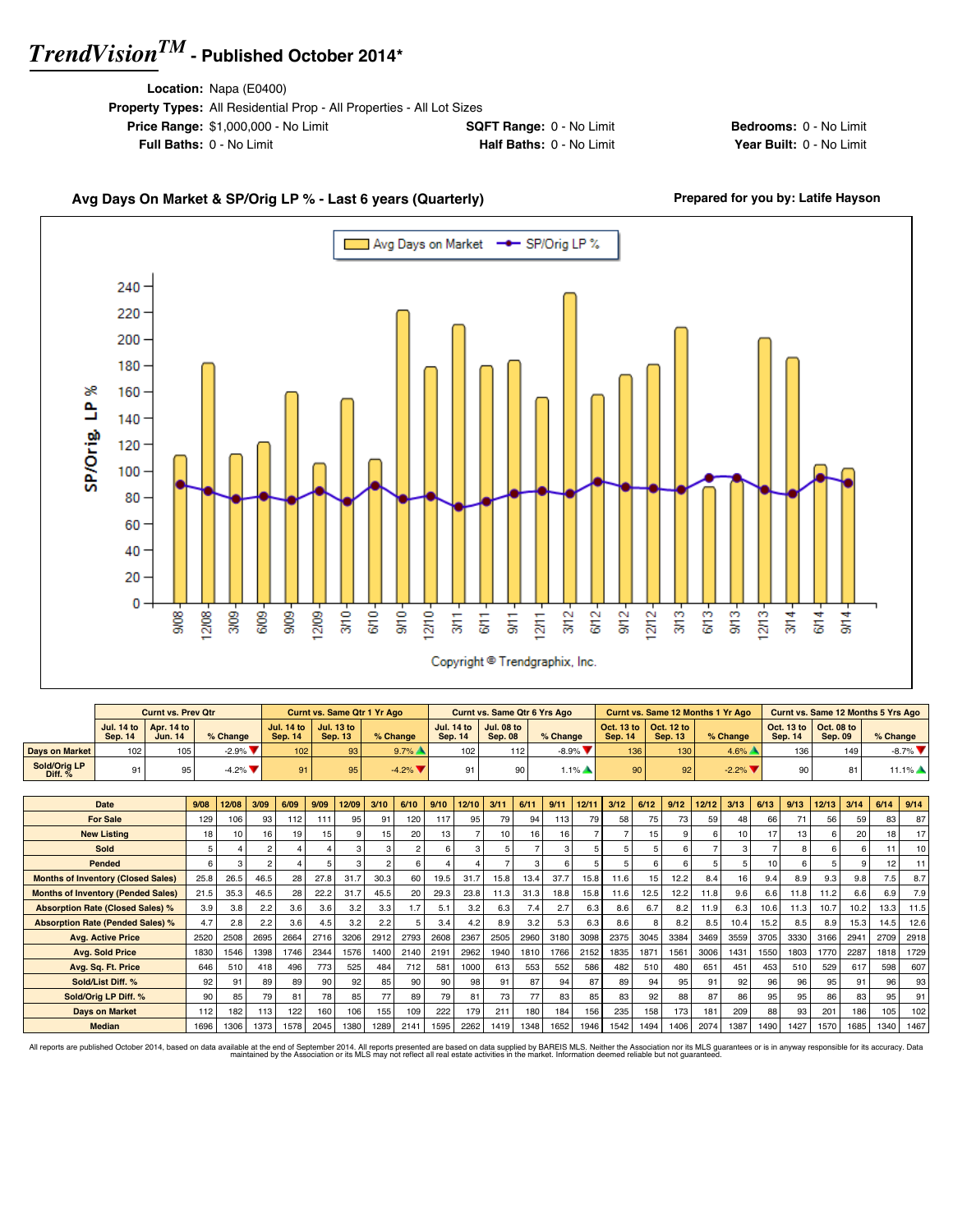# *TrendVision*™ - Published October 2014*

**Location:** Napa (E0400)
**Property Types:** All Residential Prop - All Properties - All Lot Sizes
**Price Range:** $1,000,000 - No Limit
**SQFT Range:** 0 - No Limit
**Bedrooms:** 0 - No Limit
**Full Baths:** 0 - No Limit
**Half Baths:** 0 - No Limit
**Year Built:** 0 - No Limit

## Avg Days On Market & SP/Orig LP % - Last 6 years (Quarterly)

**Prepared for you by: Latife Hayson**

Avg Days on Market — SP/Orig LP %

Copyright © Trendgraphix, Inc.

| | Curnt vs. Prev Qtr | | | Curnt vs. Same Qtr 1 Yr Ago | | | Curnt vs. Same Qtr 6 Yrs Ago | | | Curnt vs. Same 12 Months 1 Yr Ago | | | Curnt vs. Same 12 Months 5 Yrs Ago | | |
|---|---|---|---|---|---|---|---|---|---|---|---|---|---|---|---|
| | Jul. 14 to Sep. 14 | Apr. 14 to Jun. 14 | % Change | Jul. 14 to Sep. 14 | Jul. 13 to Sep. 13 | % Change | Jul. 14 to Sep. 14 | Jul. 08 to Sep. 08 | % Change | Oct. 13 to Sep. 14 | Oct. 12 to Sep. 13 | % Change | Oct. 13 to Sep. 14 | Oct. 08 to Sep. 09 | % Change |
| Days on Market | 102 | 105 | -2.9% ▼ | 102 | 93 | 9.7% ▲ | 102 | 112 | -8.9% ▼ | 136 | 130 | 4.6% ▲ | 136 | 149 | -8.7% ▼ |
| Sold/Orig LP Diff. % | 91 | 95 | -4.2% ▼ | 91 | 95 | -4.2% ▼ | 91 | 90 | 1.1% ▲ | 90 | 92 | -2.2% ▼ | 90 | 81 | 11.1% ▲ |

| Date | 9/08 | 12/08 | 3/09 | 6/09 | 9/09 | 12/09 | 3/10 | 6/10 | 9/10 | 12/10 | 3/11 | 6/11 | 9/11 | 12/11 | 3/12 | 6/12 | 9/12 | 12/12 | 3/13 | 6/13 | 9/13 | 12/13 | 3/14 | 6/14 | 9/14 |
|---|---|---|---|---|---|---|---|---|---|---|---|---|---|---|---|---|---|---|---|---|---|---|---|---|---|
| For Sale | 129 | 106 | 93 | 112 | 111 | 95 | 91 | 120 | 117 | 95 | 79 | 94 | 113 | 79 | 58 | 75 | 73 | 59 | 48 | 66 | 71 | 56 | 59 | 83 | 87 |
| New Listing | 18 | 10 | 16 | 19 | 15 | 9 | 15 | 20 | 13 | 7 | 10 | 16 | 16 | 7 | 7 | 15 | 9 | 6 | 10 | 17 | 13 | 6 | 20 | 18 | 17 |
| Sold | 5 | 4 | 2 | 4 | 4 | 3 | 3 | 2 | 6 | 3 | 5 | 7 | 3 | 5 | 5 | 5 | 6 | 7 | 3 | 7 | 8 | 6 | 6 | 11 | 10 |
| Pended | 6 | 3 | 2 | 4 | 5 | 3 | 2 | 6 | 4 | 4 | 7 | 3 | 6 | 5 | 5 | 6 | 6 | 5 | 5 | 10 | 6 | 5 | 9 | 12 | 11 |
| Months of Inventory (Closed Sales) | 25.8 | 26.5 | 46.5 | 28 | 27.8 | 31.7 | 30.3 | 60 | 19.5 | 31.7 | 15.8 | 13.4 | 37.7 | 15.8 | 11.6 | 15 | 12.2 | 8.4 | 16 | 9.4 | 8.9 | 9.3 | 9.8 | 7.5 | 8.7 |
| Months of Inventory (Pended Sales) | 21.5 | 35.3 | 46.5 | 28 | 22.2 | 31.7 | 45.5 | 20 | 29.3 | 23.8 | 11.3 | 31.3 | 18.8 | 15.8 | 11.6 | 12.5 | 12.2 | 11.8 | 9.6 | 6.6 | 11.8 | 11.2 | 6.6 | 6.9 | 7.9 |
| Absorption Rate (Closed Sales) % | 3.9 | 3.8 | 2.2 | 3.6 | 3.6 | 3.2 | 3.3 | 1.7 | 5.1 | 3.2 | 6.3 | 7.4 | 2.7 | 6.3 | 8.6 | 6.7 | 8.2 | 11.9 | 6.3 | 10.6 | 11.3 | 10.7 | 10.2 | 13.3 | 11.5 |
| Absorption Rate (Pended Sales) % | 4.7 | 2.8 | 2.2 | 3.6 | 4.5 | 3.2 | 2.2 | 5 | 3.4 | 4.2 | 8.9 | 3.2 | 5.3 | 6.3 | 8.6 | 8 | 8.2 | 8.5 | 10.4 | 15.2 | 8.5 | 8.9 | 15.3 | 14.5 | 12.6 |
| Avg. Active Price | 2520 | 2508 | 2695 | 2664 | 2716 | 3206 | 2912 | 2793 | 2608 | 2367 | 2505 | 2960 | 3180 | 3098 | 2375 | 3045 | 3384 | 3469 | 3559 | 3705 | 3330 | 3166 | 2941 | 2709 | 2918 |
| Avg. Sold Price | 1830 | 1546 | 1398 | 1746 | 2344 | 1576 | 1400 | 2140 | 2191 | 2962 | 1940 | 1810 | 1766 | 2152 | 1835 | 1871 | 1561 | 3006 | 1431 | 1550 | 1803 | 1770 | 2287 | 1818 | 1729 |
| Avg. Sq. Ft. Price | 646 | 510 | 418 | 496 | 773 | 525 | 484 | 712 | 581 | 1000 | 613 | 553 | 552 | 586 | 482 | 510 | 480 | 651 | 451 | 453 | 510 | 529 | 617 | 598 | 607 |
| Sold/List Diff. % | 92 | 91 | 89 | 89 | 90 | 92 | 85 | 90 | 90 | 98 | 91 | 87 | 94 | 87 | 89 | 94 | 95 | 91 | 92 | 96 | 96 | 95 | 91 | 96 | 93 |
| Sold/Orig LP Diff. % | 90 | 85 | 79 | 81 | 78 | 85 | 77 | 89 | 79 | 81 | 73 | 77 | 83 | 85 | 83 | 92 | 88 | 87 | 86 | 95 | 95 | 86 | 83 | 95 | 91 |
| Days on Market | 112 | 182 | 113 | 122 | 160 | 106 | 155 | 109 | 222 | 179 | 211 | 180 | 184 | 156 | 235 | 158 | 173 | 181 | 209 | 88 | 93 | 201 | 186 | 105 | 102 |
| Median | 1696 | 1306 | 1373 | 1578 | 2045 | 1380 | 1289 | 2141 | 1595 | 2262 | 1419 | 1348 | 1652 | 1946 | 1542 | 1494 | 1406 | 2074 | 1387 | 1490 | 1427 | 1570 | 1685 | 1340 | 1467 |

All reports are published October 2014, based on data available at the end of September 2014. All reports presented are based on data supplied by BAREIS MLS. Neither the Association nor its MLS guarantees or is in anyway responsible for its accuracy. Data maintained by the Association or its MLS may not reflect all real estate activities in the market. Information deemed reliable but not guaranteed.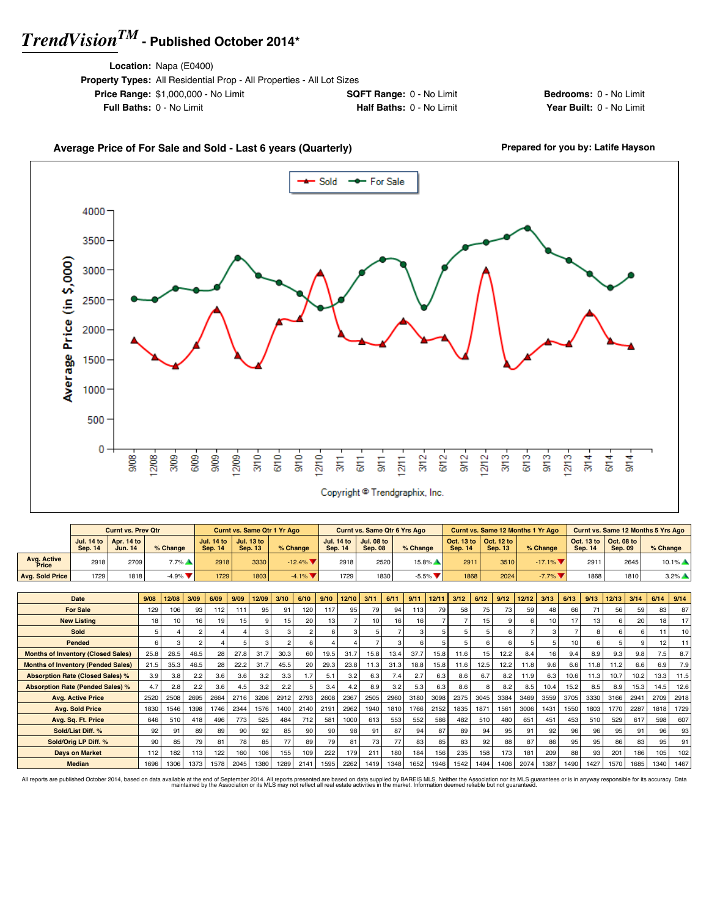# *TrendVision™* - Published October 2014*

**Location:** Napa (E0400)
**Property Types:** All Residential Prop - All Properties - All Lot Sizes
**Price Range:** $1,000,000 - No Limit
**SQFT Range:** 0 - No Limit
**Bedrooms:** 0 - No Limit
**Full Baths:** 0 - No Limit
**Half Baths:** 0 - No Limit
**Year Built:** 0 - No Limit

## Average Price of For Sale and Sold - Last 6 years (Quarterly)

**Prepared for you by: Latife Hayson**

Copyright © Trendgraphix, Inc.

| | Curnt vs. Prev Qtr | | | Curnt vs. Same Qtr 1 Yr Ago | | | Curnt vs. Same Qtr 6 Yrs Ago | | | Curnt vs. Same 12 Months 1 Yr Ago | | | Curnt vs. Same 12 Months 5 Yrs Ago | | |
|---|---|---|---|---|---|---|---|---|---|---|---|---|---|---|---|
| | Jul. 14 to Sep. 14 | Apr. 14 to Jun. 14 | % Change | Jul. 14 to Sep. 14 | Jul. 13 to Sep. 13 | % Change | Jul. 14 to Sep. 14 | Jul. 08 to Sep. 08 | % Change | Oct. 13 to Sep. 14 | Oct. 12 to Sep. 13 | % Change | Oct. 13 to Sep. 14 | Oct. 08 to Sep. 09 | % Change |
| Avg. Active Price | 2918 | 2709 | 7.7% ▲ | 2918 | 3330 | -12.4% ▼ | 2918 | 2520 | 15.8% ▲ | 2911 | 3510 | -17.1% ▼ | 2911 | 2645 | 10.1% ▲ |
| Avg. Sold Price | 1729 | 1818 | -4.9% ▼ | 1729 | 1803 | -4.1% ▼ | 1729 | 1830 | -5.5% ▼ | 1868 | 2024 | -7.7% ▼ | 1868 | 1810 | 3.2% ▲ |

| Date | 9/08 | 12/08 | 3/09 | 6/09 | 9/09 | 12/09 | 3/10 | 6/10 | 9/10 | 12/10 | 3/11 | 6/11 | 9/11 | 12/11 | 3/12 | 6/12 | 9/12 | 12/12 | 3/13 | 6/13 | 9/13 | 12/13 | 3/14 | 6/14 | 9/14 |
|---|---|---|---|---|---|---|---|---|---|---|---|---|---|---|---|---|---|---|---|---|---|---|---|---|---|
| For Sale | 129 | 106 | 93 | 112 | 111 | 95 | 91 | 120 | 117 | 95 | 79 | 94 | 113 | 79 | 58 | 75 | 73 | 59 | 48 | 66 | 71 | 56 | 59 | 83 | 87 |
| New Listing | 18 | 10 | 16 | 19 | 15 | 9 | 15 | 20 | 13 | 7 | 10 | 16 | 16 | 7 | 7 | 15 | 9 | 6 | 10 | 17 | 13 | 6 | 20 | 18 | 17 |
| Sold | 5 | 4 | 2 | 4 | 4 | 3 | 3 | 2 | 6 | 3 | 5 | 7 | 3 | 5 | 5 | 5 | 6 | 7 | 3 | 7 | 8 | 6 | 6 | 11 | 10 |
| Pended | 6 | 3 | 2 | 4 | 5 | 3 | 2 | 6 | 4 | 4 | 7 | 3 | 6 | 5 | 5 | 6 | 6 | 5 | 5 | 10 | 6 | 5 | 9 | 12 | 11 |
| Months of Inventory (Closed Sales) | 25.8 | 26.5 | 46.5 | 28 | 27.8 | 31.7 | 30.3 | 60 | 19.5 | 31.7 | 15.8 | 13.4 | 37.7 | 15.8 | 11.6 | 15 | 12.2 | 8.4 | 16 | 9.4 | 8.9 | 9.3 | 9.8 | 7.5 | 8.7 |
| Months of Inventory (Pended Sales) | 21.5 | 35.3 | 46.5 | 28 | 22.2 | 31.7 | 45.5 | 20 | 29.3 | 23.8 | 11.3 | 31.3 | 18.8 | 15.8 | 11.6 | 12.5 | 12.2 | 11.8 | 9.6 | 6.6 | 11.8 | 11.2 | 6.6 | 6.9 | 7.9 |
| Absorption Rate (Closed Sales) % | 3.9 | 3.8 | 2.2 | 3.6 | 3.6 | 3.2 | 3.3 | 1.7 | 5.1 | 3.2 | 6.3 | 7.4 | 2.7 | 6.3 | 8.6 | 6.7 | 8.2 | 11.9 | 6.3 | 10.6 | 11.3 | 10.7 | 10.2 | 13.3 | 11.5 |
| Absorption Rate (Pended Sales) % | 4.7 | 2.8 | 2.2 | 3.6 | 4.5 | 3.2 | 2.2 | 5 | 3.4 | 4.2 | 8.9 | 3.2 | 5.3 | 6.3 | 8.6 | 8 | 8.2 | 8.5 | 10.4 | 15.2 | 8.5 | 8.9 | 15.3 | 14.5 | 12.6 |
| Avg. Active Price | 2520 | 2508 | 2695 | 2664 | 2716 | 3206 | 2912 | 2793 | 2608 | 2367 | 2505 | 2960 | 3180 | 3098 | 2375 | 3045 | 3384 | 3469 | 3559 | 3705 | 3330 | 3166 | 2941 | 2709 | 2918 |
| Avg. Sold Price | 1830 | 1546 | 1398 | 1746 | 2344 | 1576 | 1400 | 2140 | 2191 | 2962 | 1940 | 1810 | 1766 | 2152 | 1835 | 1871 | 1561 | 3006 | 1431 | 1550 | 1803 | 1770 | 2287 | 1818 | 1729 |
| Avg. Sq. Ft. Price | 646 | 510 | 418 | 496 | 773 | 525 | 484 | 712 | 581 | 1000 | 613 | 553 | 552 | 586 | 482 | 510 | 480 | 651 | 451 | 453 | 510 | 529 | 617 | 598 | 607 |
| Sold/List Diff. % | 92 | 91 | 89 | 89 | 90 | 92 | 85 | 90 | 90 | 98 | 91 | 87 | 94 | 87 | 89 | 94 | 95 | 91 | 92 | 96 | 96 | 95 | 91 | 96 | 93 |
| Sold/Orig LP Diff. % | 90 | 85 | 79 | 81 | 78 | 85 | 77 | 89 | 79 | 81 | 73 | 77 | 83 | 85 | 83 | 92 | 88 | 87 | 86 | 95 | 95 | 86 | 83 | 95 | 91 |
| Days on Market | 112 | 182 | 113 | 122 | 160 | 106 | 155 | 109 | 222 | 179 | 211 | 180 | 184 | 156 | 235 | 158 | 173 | 181 | 209 | 88 | 93 | 201 | 186 | 105 | 102 |
| Median | 1696 | 1306 | 1373 | 1578 | 2045 | 1380 | 1289 | 2141 | 1595 | 2262 | 1419 | 1348 | 1652 | 1946 | 1542 | 1494 | 1406 | 2074 | 1387 | 1490 | 1427 | 1570 | 1685 | 1340 | 1467 |

All reports are published October 2014, based on data available at the end of September 2014. All reports presented are based on data supplied by BAREIS MLS. Neither the Association nor its MLS guarantees or is in anyway responsible for its accuracy. Data maintained by the Association or its MLS may not reflect all real estate activities in the market. Information deemed reliable but not guaranteed.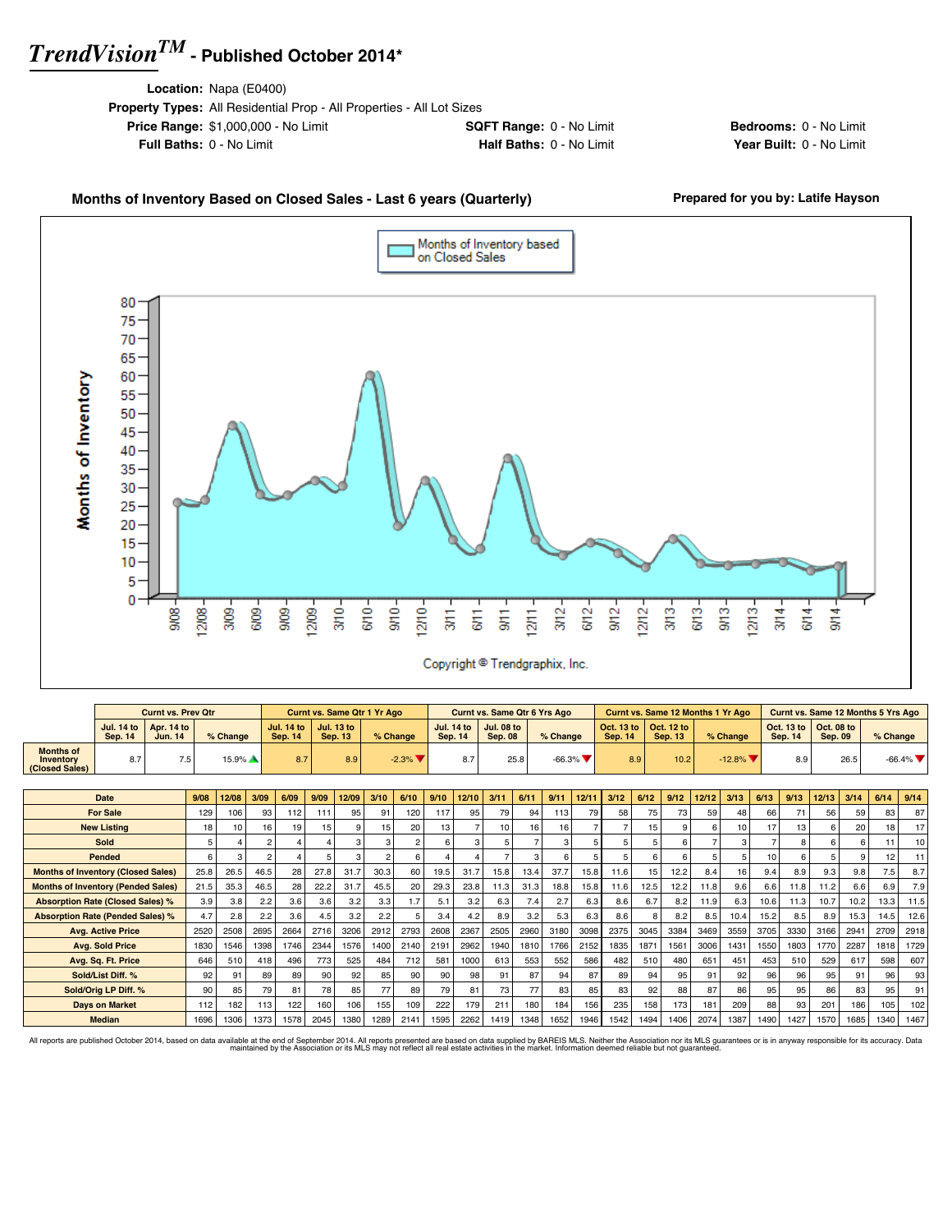# *TrendVision™* - Published October 2014*

**Location:** Napa (E0400)
**Property Types:** All Residential Prop - All Properties - All Lot Sizes
**Price Range:** $1,000,000 - No Limit
**SQFT Range:** 0 - No Limit
**Bedrooms:** 0 - No Limit
**Full Baths:** 0 - No Limit
**Half Baths:** 0 - No Limit
**Year Built:** 0 - No Limit

## Months of Inventory Based on Closed Sales - Last 6 years (Quarterly)

**Prepared for you by: Latife Hayson**

Months of Inventory based on Closed Sales

Months of Inventory

80
75
70
65
60
55
50
45
40
35
30
25
20
15
10
5
0

9/08 12/08 3/09 6/09 9/09 12/09 3/10 6/10 9/10 12/10 3/11 6/11 9/11 12/11 3/12 6/12 9/12 12/12 3/13 6/13 9/13 12/13 3/14 6/14 9/14

Copyright © Trendgraphix, Inc.

| | Curnt vs. Prev Qtr | | | Curnt vs. Same Qtr 1 Yr Ago | | | Curnt vs. Same Qtr 6 Yrs Ago | | | Curnt vs. Same 12 Months 1 Yr Ago | | | Curnt vs. Same 12 Months 5 Yrs Ago | | |
|---|---|---|---|---|---|---|---|---|---|---|---|---|---|---|---|
| | Jul. 14 to Sep. 14 | Apr. 14 to Jun. 14 | % Change | Jul. 14 to Sep. 14 | Jul. 13 to Sep. 13 | % Change | Jul. 14 to Sep. 14 | Jul. 08 to Sep. 08 | % Change | Oct. 13 to Sep. 14 | Oct. 12 to Sep. 13 | % Change | Oct. 13 to Sep. 14 | Oct. 08 to Sep. 09 | % Change |
| Months of Inventory (Closed Sales) | 8.7 | 7.5 | 15.9% ▲ | 8.7 | 8.9 | -2.3% ▼ | 8.7 | 25.8 | -66.3% ▼ | 8.9 | 10.2 | -12.8% ▼ | 8.9 | 26.5 | -66.4% ▼ |

| Date | 9/08 | 12/08 | 3/09 | 6/09 | 9/09 | 12/09 | 3/10 | 6/10 | 9/10 | 12/10 | 3/11 | 6/11 | 9/11 | 12/11 | 3/12 | 6/12 | 9/12 | 12/12 | 3/13 | 6/13 | 9/13 | 12/13 | 3/14 | 6/14 | 9/14 |
|---|---|---|---|---|---|---|---|---|---|---|---|---|---|---|---|---|---|---|---|---|---|---|---|---|---|
| For Sale | 129 | 106 | 93 | 112 | 111 | 95 | 91 | 120 | 117 | 95 | 79 | 94 | 113 | 79 | 58 | 75 | 73 | 59 | 48 | 66 | 71 | 56 | 59 | 83 | 87 |
| New Listing | 18 | 10 | 16 | 19 | 15 | 9 | 15 | 20 | 13 | 7 | 10 | 16 | 16 | 7 | 7 | 15 | 9 | 6 | 10 | 17 | 13 | 6 | 20 | 18 | 17 |
| Sold | 5 | 4 | 2 | 4 | 4 | 3 | 3 | 2 | 6 | 3 | 5 | 7 | 3 | 5 | 5 | 5 | 6 | 7 | 3 | 7 | 8 | 6 | 6 | 11 | 10 |
| Pended | 6 | 3 | 2 | 4 | 5 | 3 | 2 | 6 | 4 | 4 | 7 | 3 | 6 | 5 | 5 | 6 | 6 | 5 | 5 | 10 | 6 | 5 | 9 | 12 | 11 |
| Months of Inventory (Closed Sales) | 25.8 | 26.5 | 46.5 | 28 | 27.8 | 31.7 | 30.3 | 60 | 19.5 | 31.7 | 15.8 | 13.4 | 37.7 | 15.8 | 11.6 | 15 | 12.2 | 8.4 | 16 | 9.4 | 8.9 | 9.3 | 9.8 | 7.5 | 8.7 |
| Months of Inventory (Pended Sales) | 21.5 | 35.3 | 46.5 | 28 | 22.2 | 31.7 | 45.5 | 20 | 29.3 | 23.8 | 11.3 | 31.3 | 18.8 | 15.8 | 11.6 | 12.5 | 12.2 | 11.8 | 9.6 | 6.6 | 11.8 | 11.2 | 6.6 | 6.9 | 7.9 |
| Absorption Rate (Closed Sales) % | 3.9 | 3.8 | 2.2 | 3.6 | 3.6 | 3.2 | 3.3 | 1.7 | 5.1 | 3.2 | 6.3 | 7.4 | 2.7 | 6.3 | 8.6 | 6.7 | 8.2 | 11.9 | 6.3 | 10.6 | 11.3 | 10.7 | 10.2 | 13.3 | 11.5 |
| Absorption Rate (Pended Sales) % | 4.7 | 2.8 | 2.2 | 3.6 | 4.5 | 3.2 | 2.2 | 5 | 3.4 | 4.2 | 8.9 | 3.2 | 5.3 | 6.3 | 8.6 | 8 | 8.2 | 8.5 | 10.4 | 15.2 | 8.5 | 8.9 | 15.3 | 14.5 | 12.6 |
| Avg. Active Price | 2520 | 2508 | 2695 | 2664 | 2716 | 3206 | 2912 | 2793 | 2608 | 2367 | 2505 | 2960 | 3180 | 3098 | 2375 | 3045 | 3384 | 3469 | 3559 | 3705 | 3330 | 3166 | 2941 | 2709 | 2918 |
| Avg. Sold Price | 1830 | 1546 | 1398 | 1746 | 2344 | 1576 | 1400 | 2140 | 2191 | 2962 | 1940 | 1810 | 1766 | 2152 | 1835 | 1871 | 1561 | 3006 | 1431 | 1550 | 1803 | 1770 | 2287 | 1818 | 1729 |
| Avg. Sq. Ft. Price | 646 | 510 | 418 | 496 | 773 | 525 | 484 | 712 | 581 | 1000 | 613 | 553 | 552 | 586 | 482 | 510 | 480 | 651 | 451 | 453 | 510 | 529 | 617 | 598 | 607 |
| Sold/List Diff. % | 92 | 91 | 89 | 89 | 90 | 92 | 85 | 90 | 90 | 98 | 91 | 87 | 94 | 87 | 89 | 94 | 95 | 91 | 92 | 96 | 96 | 95 | 91 | 96 | 93 |
| Sold/Orig LP Diff. % | 90 | 85 | 79 | 81 | 78 | 85 | 77 | 89 | 79 | 81 | 73 | 77 | 83 | 85 | 83 | 92 | 88 | 87 | 86 | 95 | 95 | 86 | 83 | 95 | 91 |
| Days on Market | 112 | 182 | 113 | 122 | 160 | 106 | 155 | 109 | 222 | 179 | 211 | 180 | 184 | 156 | 235 | 158 | 173 | 181 | 209 | 88 | 93 | 201 | 186 | 105 | 102 |
| Median | 1696 | 1306 | 1373 | 1578 | 2045 | 1380 | 1289 | 2141 | 1595 | 2262 | 1419 | 1348 | 1652 | 1946 | 1542 | 1494 | 1406 | 2074 | 1387 | 1490 | 1427 | 1570 | 1685 | 1340 | 1467 |

All reports are published October 2014, based on data available at the end of September 2014. All reports presented are based on data supplied by BAREIS MLS. Neither the Association nor its MLS guarantees or is in anyway responsible for its accuracy. Data maintained by the Association or its MLS may not reflect all real estate activities in the market. Information deemed reliable but not guaranteed.